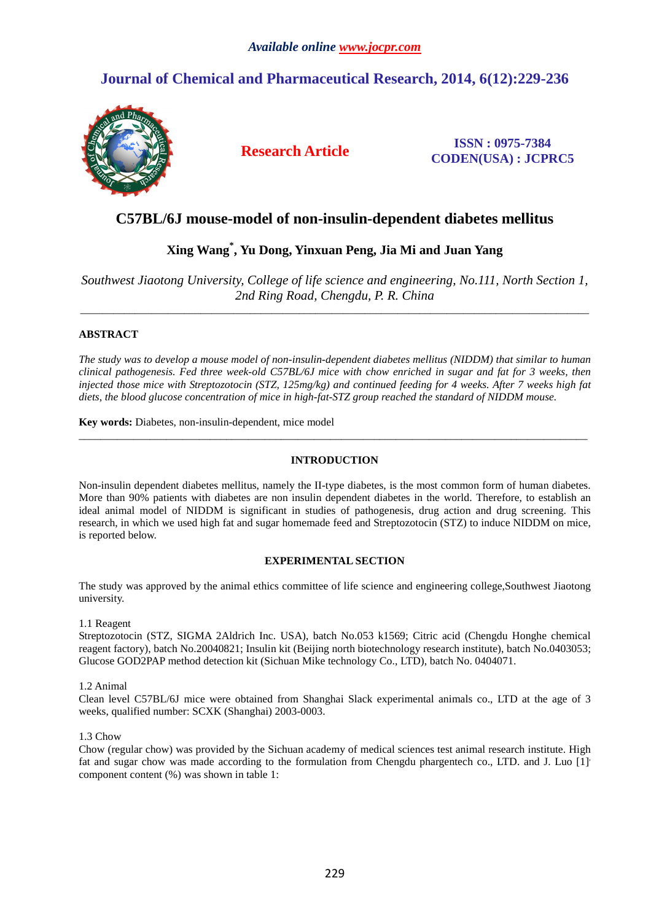*Available online www.jocpr.com*

## Journal of Chemical and Pharmaceutical Research, 2014, 6(12):229-236

**Research Article**

**ISSN : 0975-7384**
**CODEN(USA) : JCPRC5**

# C57BL/6J mouse-model of non-insulin-dependent diabetes mellitus

**Xing Wang*, Yu Dong, Yinxuan Peng, Jia Mi and Juan Yang**

*Southwest Jiaotong University, College of life science and engineering, No.111, North Section 1, 2nd Ring Road, Chengdu, P. R. China*

---

## ABSTRACT

*The study was to develop a mouse model of non-insulin-dependent diabetes mellitus (NIDDM) that similar to human clinical pathogenesis. Fed three week-old C57BL/6J mice with chow enriched in sugar and fat for 3 weeks, then injected those mice with Streptozotocin (STZ, 125mg/kg) and continued feeding for 4 weeks. After 7 weeks high fat diets, the blood glucose concentration of mice in high-fat-STZ group reached the standard of NIDDM mouse.*

**Key words:** Diabetes, non-insulin-dependent, mice model

---

## INTRODUCTION

Non-insulin dependent diabetes mellitus, namely the II-type diabetes, is the most common form of human diabetes. More than 90% patients with diabetes are non insulin dependent diabetes in the world. Therefore, to establish an ideal animal model of NIDDM is significant in studies of pathogenesis, drug action and drug screening. This research, in which we used high fat and sugar homemade feed and Streptozotocin (STZ) to induce NIDDM on mice, is reported below.

## EXPERIMENTAL SECTION

The study was approved by the animal ethics committee of life science and engineering college,Southwest Jiaotong university.

1.1 Reagent
Streptozotocin (STZ, SIGMA 2Aldrich Inc. USA), batch No.053 k1569; Citric acid (Chengdu Honghe chemical reagent factory), batch No.20040821; Insulin kit (Beijing north biotechnology research institute), batch No.0403053; Glucose GOD2PAP method detection kit (Sichuan Mike technology Co., LTD), batch No. 0404071.

1.2 Animal
Clean level C57BL/6J mice were obtained from Shanghai Slack experimental animals co., LTD at the age of 3 weeks, qualified number: SCXK (Shanghai) 2003-0003.

1.3 Chow
Chow (regular chow) was provided by the Sichuan academy of medical sciences test animal research institute. High fat and sugar chow was made according to the formulation from Chengdu phargentech co., LTD. and J. Luo [1]. component content (%) was shown in table 1: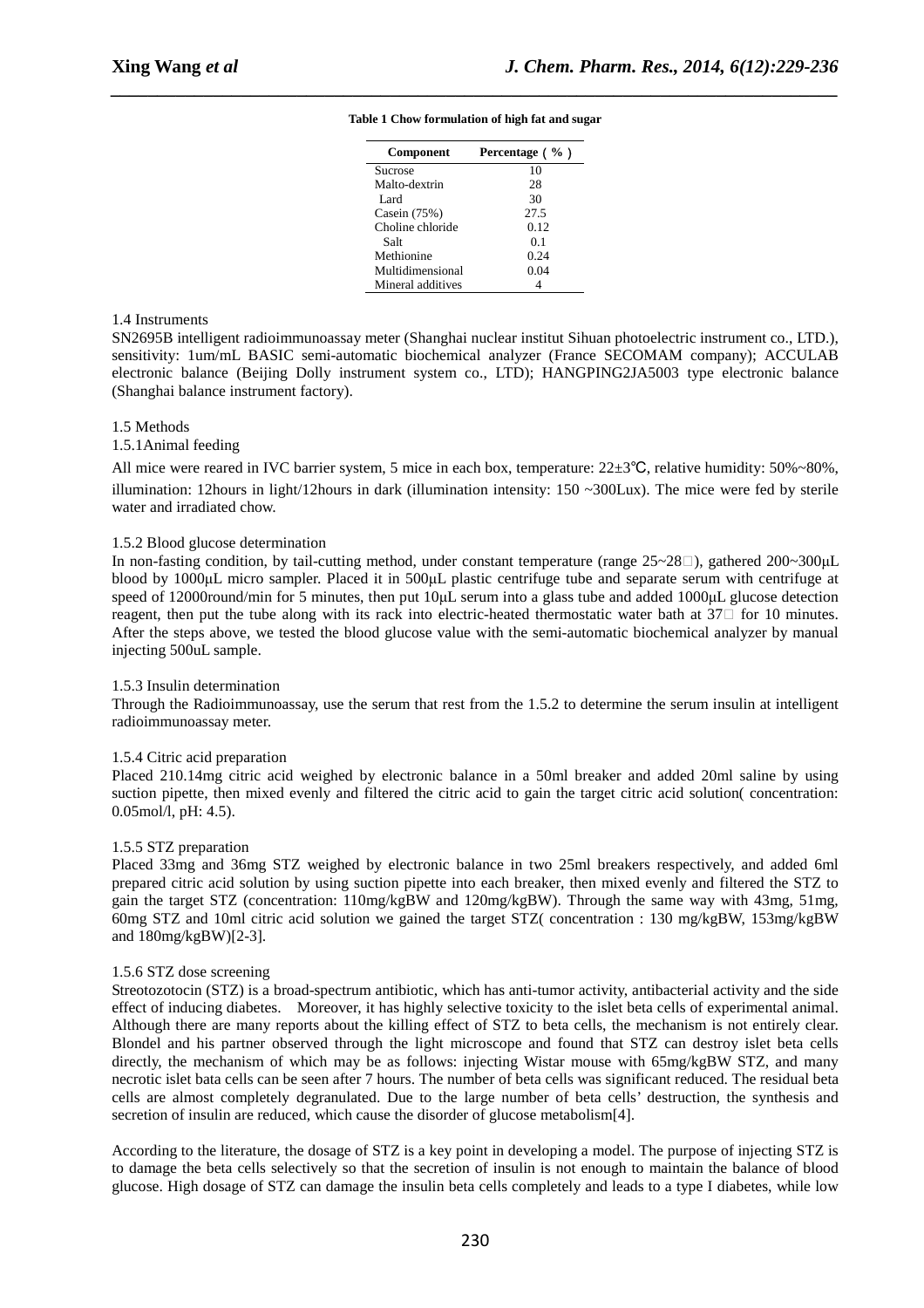**Table 1 Chow formulation of high fat and sugar**

| Component | Percentage（%） |
|---|---|
| Sucrose | 10 |
| Malto-dextrin | 28 |
| Lard | 30 |
| Casein (75%) | 27.5 |
| Choline chloride | 0.12 |
| Salt | 0.1 |
| Methionine | 0.24 |
| Multidimensional | 0.04 |
| Mineral additives | 4 |

1.4 Instruments

SN2695B intelligent radioimmunoassay meter (Shanghai nuclear institut Sihuan photoelectric instrument co., LTD.), sensitivity: 1um/mL BASIC semi-automatic biochemical analyzer (France SECOMAM company); ACCULAB electronic balance (Beijing Dolly instrument system co., LTD); HANGPING2JA5003 type electronic balance (Shanghai balance instrument factory).

1.5 Methods

1.5.1Animal feeding

All mice were reared in IVC barrier system, 5 mice in each box, temperature: 22±3℃, relative humidity: 50%~80%, illumination: 12hours in light/12hours in dark (illumination intensity: 150 ~300Lux). The mice were fed by sterile water and irradiated chow.

1.5.2 Blood glucose determination

In non-fasting condition, by tail-cutting method, under constant temperature (range 25~28℃), gathered 200~300μL blood by 1000μL micro sampler. Placed it in 500μL plastic centrifuge tube and separate serum with centrifuge at speed of 12000round/min for 5 minutes, then put 10μL serum into a glass tube and added 1000μL glucose detection reagent, then put the tube along with its rack into electric-heated thermostatic water bath at 37℃ for 10 minutes. After the steps above, we tested the blood glucose value with the semi-automatic biochemical analyzer by manual injecting 500uL sample.

1.5.3 Insulin determination

Through the Radioimmunoassay, use the serum that rest from the 1.5.2 to determine the serum insulin at intelligent radioimmunoassay meter.

1.5.4 Citric acid preparation

Placed 210.14mg citric acid weighed by electronic balance in a 50ml breaker and added 20ml saline by using suction pipette, then mixed evenly and filtered the citric acid to gain the target citric acid solution( concentration: 0.05mol/l, pH: 4.5).

1.5.5 STZ preparation

Placed 33mg and 36mg STZ weighed by electronic balance in two 25ml breakers respectively, and added 6ml prepared citric acid solution by using suction pipette into each breaker, then mixed evenly and filtered the STZ to gain the target STZ (concentration: 110mg/kgBW and 120mg/kgBW). Through the same way with 43mg, 51mg, 60mg STZ and 10ml citric acid solution we gained the target STZ( concentration : 130 mg/kgBW, 153mg/kgBW and 180mg/kgBW)[2-3].

1.5.6 STZ dose screening

Streotozotocin (STZ) is a broad-spectrum antibiotic, which has anti-tumor activity, antibacterial activity and the side effect of inducing diabetes. Moreover, it has highly selective toxicity to the islet beta cells of experimental animal. Although there are many reports about the killing effect of STZ to beta cells, the mechanism is not entirely clear. Blondel and his partner observed through the light microscope and found that STZ can destroy islet beta cells directly, the mechanism of which may be as follows: injecting Wistar mouse with 65mg/kgBW STZ, and many necrotic islet bata cells can be seen after 7 hours. The number of beta cells was significant reduced. The residual beta cells are almost completely degranulated. Due to the large number of beta cells' destruction, the synthesis and secretion of insulin are reduced, which cause the disorder of glucose metabolism[4].

According to the literature, the dosage of STZ is a key point in developing a model. The purpose of injecting STZ is to damage the beta cells selectively so that the secretion of insulin is not enough to maintain the balance of blood glucose. High dosage of STZ can damage the insulin beta cells completely and leads to a type I diabetes, while low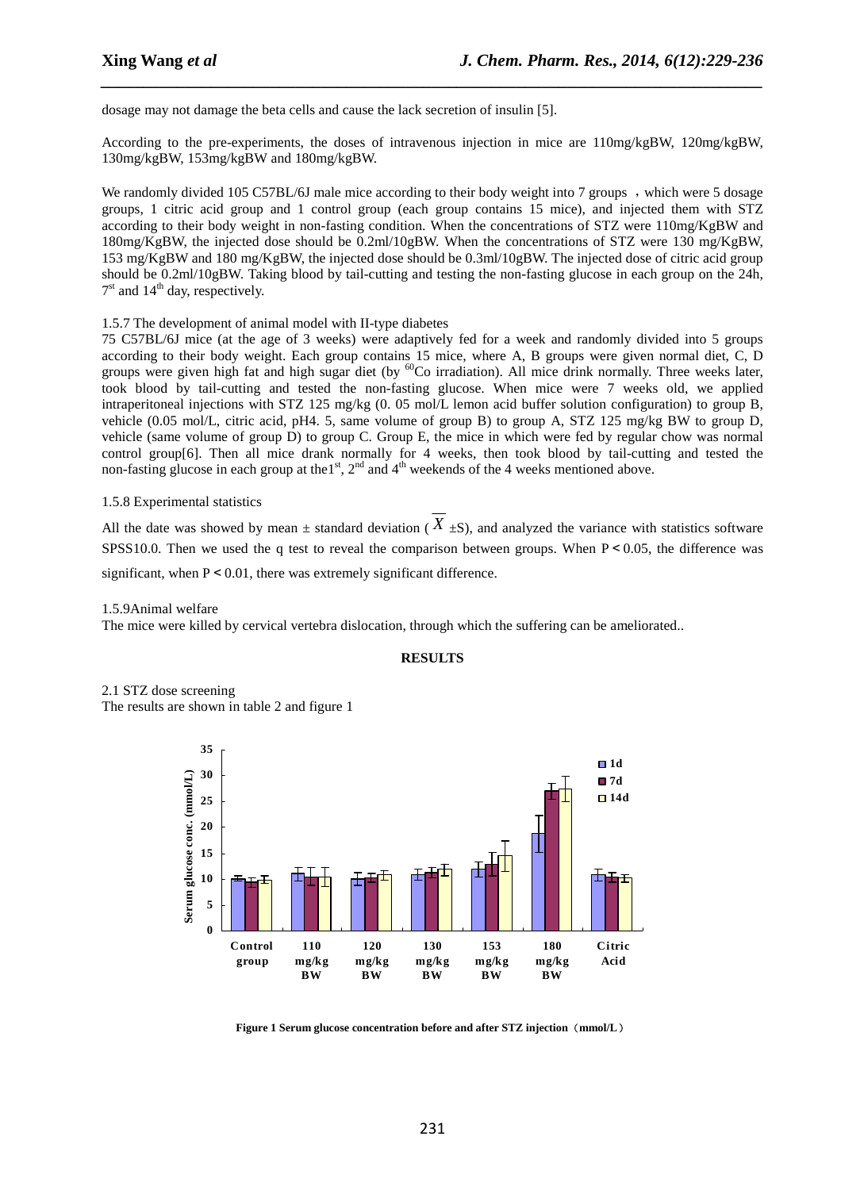dosage may not damage the beta cells and cause the lack secretion of insulin [5].

According to the pre-experiments, the doses of intravenous injection in mice are 110mg/kgBW, 120mg/kgBW, 130mg/kgBW, 153mg/kgBW and 180mg/kgBW.

We randomly divided 105 C57BL/6J male mice according to their body weight into 7 groups ，which were 5 dosage groups, 1 citric acid group and 1 control group (each group contains 15 mice), and injected them with STZ according to their body weight in non-fasting condition. When the concentrations of STZ were 110mg/KgBW and 180mg/KgBW, the injected dose should be 0.2ml/10gBW. When the concentrations of STZ were 130 mg/KgBW, 153 mg/KgBW and 180 mg/KgBW, the injected dose should be 0.3ml/10gBW. The injected dose of citric acid group should be 0.2ml/10gBW. Taking blood by tail-cutting and testing the non-fasting glucose in each group on the 24h, 7st and 14th day, respectively.

1.5.7 The development of animal model with II-type diabetes

75 C57BL/6J mice (at the age of 3 weeks) were adaptively fed for a week and randomly divided into 5 groups according to their body weight. Each group contains 15 mice, where A, B groups were given normal diet, C, D groups were given high fat and high sugar diet (by $^{60}$Co irradiation). All mice drink normally. Three weeks later, took blood by tail-cutting and tested the non-fasting glucose. When mice were 7 weeks old, we applied intraperitoneal injections with STZ 125 mg/kg (0. 05 mol/L lemon acid buffer solution configuration) to group B, vehicle (0.05 mol/L, citric acid, pH4. 5, same volume of group B) to group A, STZ 125 mg/kg BW to group D, vehicle (same volume of group D) to group C. Group E, the mice in which were fed by regular chow was normal control group[6]. Then all mice drank normally for 4 weeks, then took blood by tail-cutting and tested the non-fasting glucose in each group at the1st, 2nd and 4th weekends of the 4 weeks mentioned above.

1.5.8 Experimental statistics

All the date was showed by mean ± standard deviation ( $\overline{X}$ ±S), and analyzed the variance with statistics software SPSS10.0. Then we used the q test to reveal the comparison between groups. When $P < 0.05$, the difference was significant, when $P < 0.01$, there was extremely significant difference.

1.5.9Animal welfare

The mice were killed by cervical vertebra dislocation, through which the suffering can be ameliorated..

## RESULTS

2.1 STZ dose screening

The results are shown in table 2 and figure 1

**Figure 1 Serum glucose concentration before and after STZ injection（mmol/L）**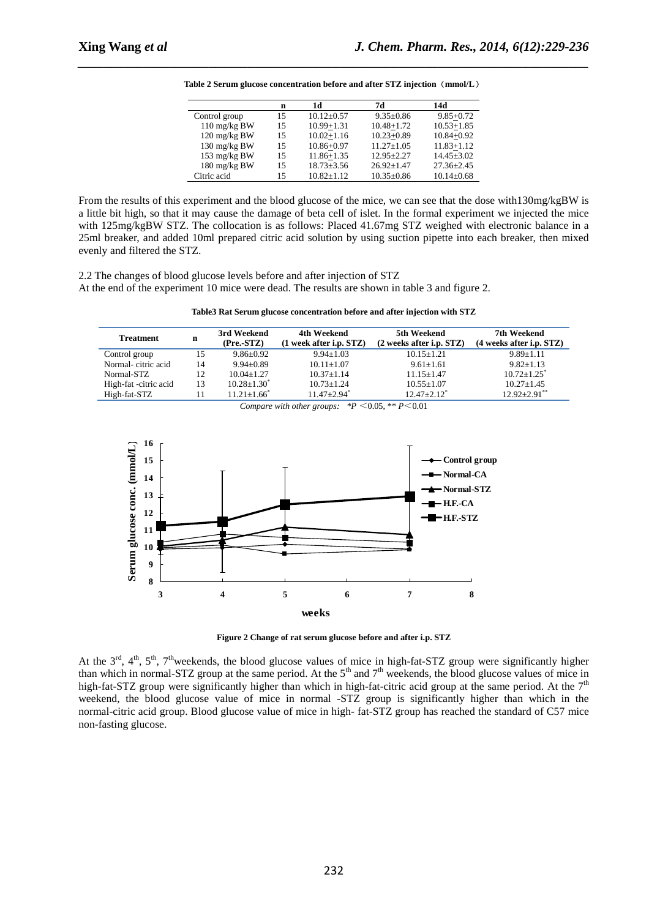**Table 2 Serum glucose concentration before and after STZ injection（mmol/L）**

| | n | 1d | 7d | 14d |
|---|---|---|---|---|
| Control group | 15 | 10.12±0.57 | 9.35±0.86 | 9.85±0.72 |
| 110 mg/kg BW | 15 | 10.99±1.31 | 10.48±1.72 | 10.53±1.85 |
| 120 mg/kg BW | 15 | 10.02±1.16 | 10.23±0.89 | 10.84±0.92 |
| 130 mg/kg BW | 15 | 10.86±0.97 | 11.27±1.05 | 11.83±1.12 |
| 153 mg/kg BW | 15 | 11.86±1.35 | 12.95±2.27 | 14.45±3.02 |
| 180 mg/kg BW | 15 | 18.73±3.56 | 26.92±1.47 | 27.36±2.45 |
| Citric acid | 15 | 10.82±1.12 | 10.35±0.86 | 10.14±0.68 |

From the results of this experiment and the blood glucose of the mice, we can see that the dose with130mg/kgBW is a little bit high, so that it may cause the damage of beta cell of islet. In the formal experiment we injected the mice with 125mg/kgBW STZ. The collocation is as follows: Placed 41.67mg STZ weighed with electronic balance in a 25ml breaker, and added 10ml prepared citric acid solution by using suction pipette into each breaker, then mixed evenly and filtered the STZ.

2.2 The changes of blood glucose levels before and after injection of STZ

At the end of the experiment 10 mice were dead. The results are shown in table 3 and figure 2.

**Table3 Rat Serum glucose concentration before and after injection with STZ**

| Treatment | n | 3rd Weekend (Pre.-STZ) | 4th Weekend (1 week after i.p. STZ) | 5th Weekend (2 weeks after i.p. STZ) | 7th Weekend (4 weeks after i.p. STZ) |
|---|---|---|---|---|---|
| Control group | 15 | 9.86±0.92 | 9.94±1.03 | 10.15±1.21 | 9.89±1.11 |
| Normal- citric acid | 14 | 9.94±0.89 | 10.11±1.07 | 9.61±1.61 | 9.82±1.13 |
| Normal-STZ | 12 | 10.04±1.27 | 10.37±1.14 | 11.15±1.47 | 10.72±1.25* |
| High-fat -citric acid | 13 | 10.28±1.30* | 10.73±1.24 | 10.55±1.07 | 10.27±1.45 |
| High-fat-STZ | 11 | 11.21±1.66* | 11.47±2.94* | 12.47±2.12* | 12.92±2.91** |

*Compare with other groups: \*$P<0.05$, \*\* $P<0.01$*

Figure 2 Change of rat serum glucose before and after i.p. STZ

At the 3rd, 4th, 5th, 7th weekends, the blood glucose values of mice in high-fat-STZ group were significantly higher than which in normal-STZ group at the same period. At the 5th and 7th weekends, the blood glucose values of mice in high-fat-STZ group were significantly higher than which in high-fat-citric acid group at the same period. At the 7th weekend, the blood glucose value of mice in normal -STZ group is significantly higher than which in the normal-citric acid group. Blood glucose value of mice in high- fat-STZ group has reached the standard of C57 mice non-fasting glucose.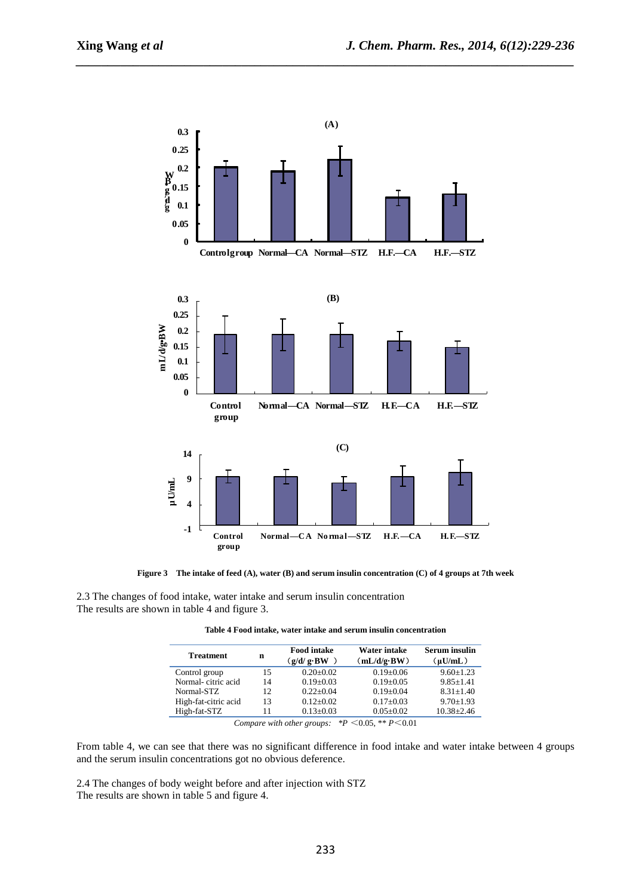Figure 3 The intake of feed (A), water (B) and serum insulin concentration (C) of 4 groups at 7th week

2.3 The changes of food intake, water intake and serum insulin concentration
The results are shown in table 4 and figure 3.

**Table 4 Food intake, water intake and serum insulin concentration**

| Treatment | n | Food intake (g/d/ g·BW ) | Water intake (mL/d/g·BW) | Serum insulin (μU/mL) |
|---|---|---|---|---|
| Control group | 15 | 0.20±0.02 | 0.19±0.06 | 9.60±1.23 |
| Normal- citric acid | 14 | 0.19±0.03 | 0.19±0.05 | 9.85±1.41 |
| Normal-STZ | 12 | 0.22±0.04 | 0.19±0.04 | 8.31±1.40 |
| High-fat-citric acid | 13 | 0.12±0.02 | 0.17±0.03 | 9.70±1.93 |
| High-fat-STZ | 11 | 0.13±0.03 | 0.05±0.02 | 10.38±2.46 |

*Compare with other groups:* $*P < 0.05$, $** P < 0.01$

From table 4, we can see that there was no significant difference in food intake and water intake between 4 groups and the serum insulin concentrations got no obvious deference.

2.4 The changes of body weight before and after injection with STZ
The results are shown in table 5 and figure 4.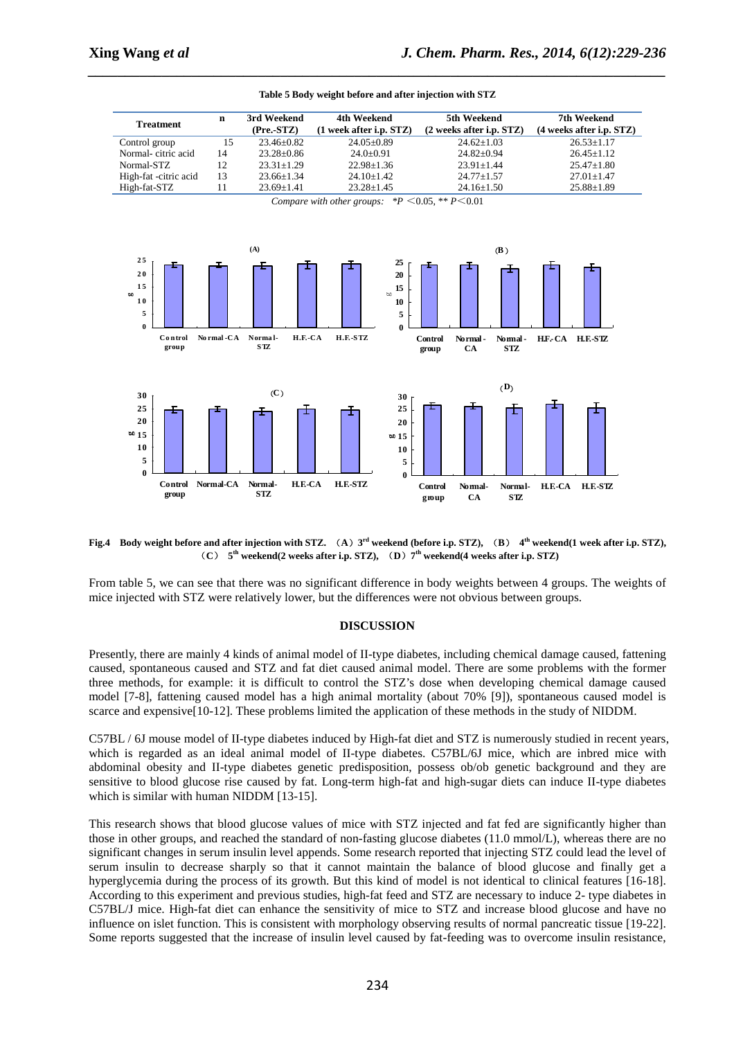**Table 5 Body weight before and after injection with STZ**

| Treatment | n | 3rd Weekend (Pre.-STZ) | 4th Weekend (1 week after i.p. STZ) | 5th Weekend (2 weeks after i.p. STZ) | 7th Weekend (4 weeks after i.p. STZ) |
|---|---|---|---|---|---|
| Control group | 15 | 23.46±0.82 | 24.05±0.89 | 24.62±1.03 | 26.53±1.17 |
| Normal- citric acid | 14 | 23.28±0.86 | 24.0±0.91 | 24.82±0.94 | 26.45±1.12 |
| Normal-STZ | 12 | 23.31±1.29 | 22.98±1.36 | 23.91±1.44 | 25.47±1.80 |
| High-fat -citric acid | 13 | 23.66±1.34 | 24.10±1.42 | 24.77±1.57 | 27.01±1.47 |
| High-fat-STZ | 11 | 23.69±1.41 | 23.28±1.45 | 24.16±1.50 | 25.88±1.89 |

*Compare with other groups:* $*P < 0.05$, $** P < 0.01$

**Fig.4 Body weight before and after injection with STZ.** (**A**) **3rd weekend (before i.p. STZ),** (**B**) **4th weekend(1 week after i.p. STZ),** (**C**) **5th weekend(2 weeks after i.p. STZ),** (**D**) **7th weekend(4 weeks after i.p. STZ)**

From table 5, we can see that there was no significant difference in body weights between 4 groups. The weights of mice injected with STZ were relatively lower, but the differences were not obvious between groups.

## DISCUSSION

Presently, there are mainly 4 kinds of animal model of II-type diabetes, including chemical damage caused, fattening caused, spontaneous caused and STZ and fat diet caused animal model. There are some problems with the former three methods, for example: it is difficult to control the STZ's dose when developing chemical damage caused model [7-8], fattening caused model has a high animal mortality (about 70% [9]), spontaneous caused model is scarce and expensive[10-12]. These problems limited the application of these methods in the study of NIDDM.

C57BL / 6J mouse model of II-type diabetes induced by High-fat diet and STZ is numerously studied in recent years, which is regarded as an ideal animal model of II-type diabetes. C57BL/6J mice, which are inbred mice with abdominal obesity and II-type diabetes genetic predisposition, possess ob/ob genetic background and they are sensitive to blood glucose rise caused by fat. Long-term high-fat and high-sugar diets can induce II-type diabetes which is similar with human NIDDM [13-15].

This research shows that blood glucose values of mice with STZ injected and fat fed are significantly higher than those in other groups, and reached the standard of non-fasting glucose diabetes (11.0 mmol/L), whereas there are no significant changes in serum insulin level appends. Some research reported that injecting STZ could lead the level of serum insulin to decrease sharply so that it cannot maintain the balance of blood glucose and finally get a hyperglycemia during the process of its growth. But this kind of model is not identical to clinical features [16-18]. According to this experiment and previous studies, high-fat feed and STZ are necessary to induce 2- type diabetes in C57BL/J mice. High-fat diet can enhance the sensitivity of mice to STZ and increase blood glucose and have no influence on islet function. This is consistent with morphology observing results of normal pancreatic tissue [19-22]. Some reports suggested that the increase of insulin level caused by fat-feeding was to overcome insulin resistance,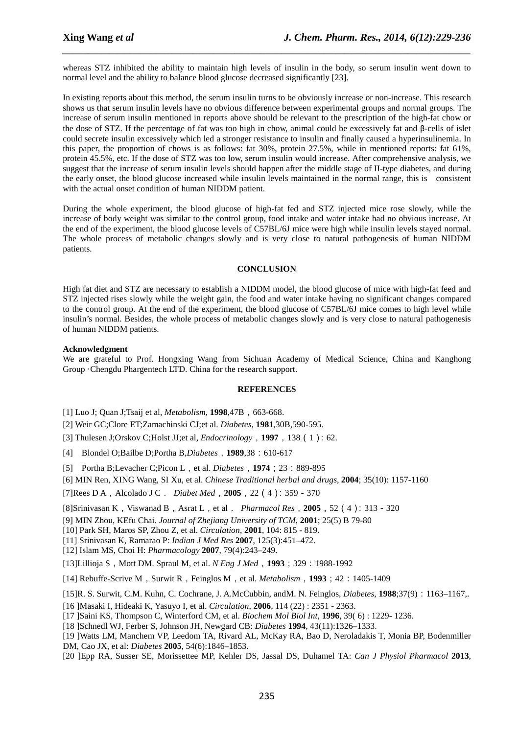whereas STZ inhibited the ability to maintain high levels of insulin in the body, so serum insulin went down to normal level and the ability to balance blood glucose decreased significantly [23].

In existing reports about this method, the serum insulin turns to be obviously increase or non-increase. This research shows us that serum insulin levels have no obvious difference between experimental groups and normal groups. The increase of serum insulin mentioned in reports above should be relevant to the prescription of the high-fat chow or the dose of STZ. If the percentage of fat was too high in chow, animal could be excessively fat and β-cells of islet could secrete insulin excessively which led a stronger resistance to insulin and finally caused a hyperinsulinemia. In this paper, the proportion of chows is as follows: fat 30%, protein 27.5%, while in mentioned reports: fat 61%, protein 45.5%, etc. If the dose of STZ was too low, serum insulin would increase. After comprehensive analysis, we suggest that the increase of serum insulin levels should happen after the middle stage of II-type diabetes, and during the early onset, the blood glucose increased while insulin levels maintained in the normal range, this is consistent with the actual onset condition of human NIDDM patient.

During the whole experiment, the blood glucose of high-fat fed and STZ injected mice rose slowly, while the increase of body weight was similar to the control group, food intake and water intake had no obvious increase. At the end of the experiment, the blood glucose levels of C57BL/6J mice were high while insulin levels stayed normal. The whole process of metabolic changes slowly and is very close to natural pathogenesis of human NIDDM patients.

## CONCLUSION

High fat diet and STZ are necessary to establish a NIDDM model, the blood glucose of mice with high-fat feed and STZ injected rises slowly while the weight gain, the food and water intake having no significant changes compared to the control group. At the end of the experiment, the blood glucose of C57BL/6J mice comes to high level while insulin's normal. Besides, the whole process of metabolic changes slowly and is very close to natural pathogenesis of human NIDDM patients.

**Acknowledgment**

We are grateful to Prof. Hongxing Wang from Sichuan Academy of Medical Science, China and Kanghong Group ·Chengdu Phargentech LTD. China for the research support.

## REFERENCES

[1] Luo J; Quan J;Tsaij et al, *Metabolism*, **1998**,47B，663-668.

[2] Weir GC;Clore ET;Zamachinski CJ;et al. *Diabetes*, **1981**,30B,590-595.

[3] Thulesen J;Orskov C;Holst JJ;et al, *Endocrinology*，**1997**，138（1）: 62.

[4] Blondel O;Bailbe D;Portha B,*Diabetes*，**1989**,38：610-617

[5] Portha B;Levacher C;Picon L，et al. *Diabetes*，**1974**；23：889-895

[6] MIN Ren, XING Wang, SI Xu, et al. *Chinese Traditional herbal and drugs*, **2004**; 35(10): 1157-1160

[7]Rees D A，Alcolado J C． *Diabet Med*，**2005**，22（4）: 359－370

[8]Srinivasan K，Viswanad B，Asrat L，et al． *Pharmacol Res*，**2005**，52（4）: 313－320

[9] MIN Zhou, KEfu Chai. *Journal of Zhejiang University of TCM*, **2001**; 25(5) B 79-80

[10] Park SH, Maros SP, Zhou Z, et al. *Circulation*, **2001**, 104: 815 - 819.

[11] Srinivasan K, Ramarao P: *Indian J Med Res* **2007**, 125(3):451–472.

[12] Islam MS, Choi H: *Pharmacology* **2007**, 79(4):243–249.

[13]Lillioja S，Mott DM. Spraul M, et al. *N Eng J Med*，**1993**；329：1988-1992

[14] Rebuffe-Scrive M，Surwit R，Feinglos M，et al. *Metabolism*，**1993**；42：1405-1409

[15]R. S. Surwit, C.M. Kuhn, C. Cochrane, J. A.McCubbin, andM. N. Feinglos, *Diabetes*, **1988**;37(9)：1163–1167,.

[16 ]Masaki I, Hideaki K, Yasuyo I, et al. *Circulation*, **2006**, 114 (22) : 2351 - 2363.

[17 ]Saini KS, Thompson C, Winterford CM, et al. *Biochem Mol Biol Int*, **1996**, 39( 6) : 1229- 1236.

[18 ]Schnedl WJ, Ferber S, Johnson JH, Newgard CB: *Diabetes* **1994**, 43(11):1326–1333.

[19 ]Watts LM, Manchem VP, Leedom TA, Rivard AL, McKay RA, Bao D, Neroladakis T, Monia BP, Bodenmiller DM, Cao JX, et al: *Diabetes* **2005**, 54(6):1846–1853.

[20 ]Epp RA, Susser SE, Morissettee MP, Kehler DS, Jassal DS, Duhamel TA: *Can J Physiol Pharmacol* **2013**,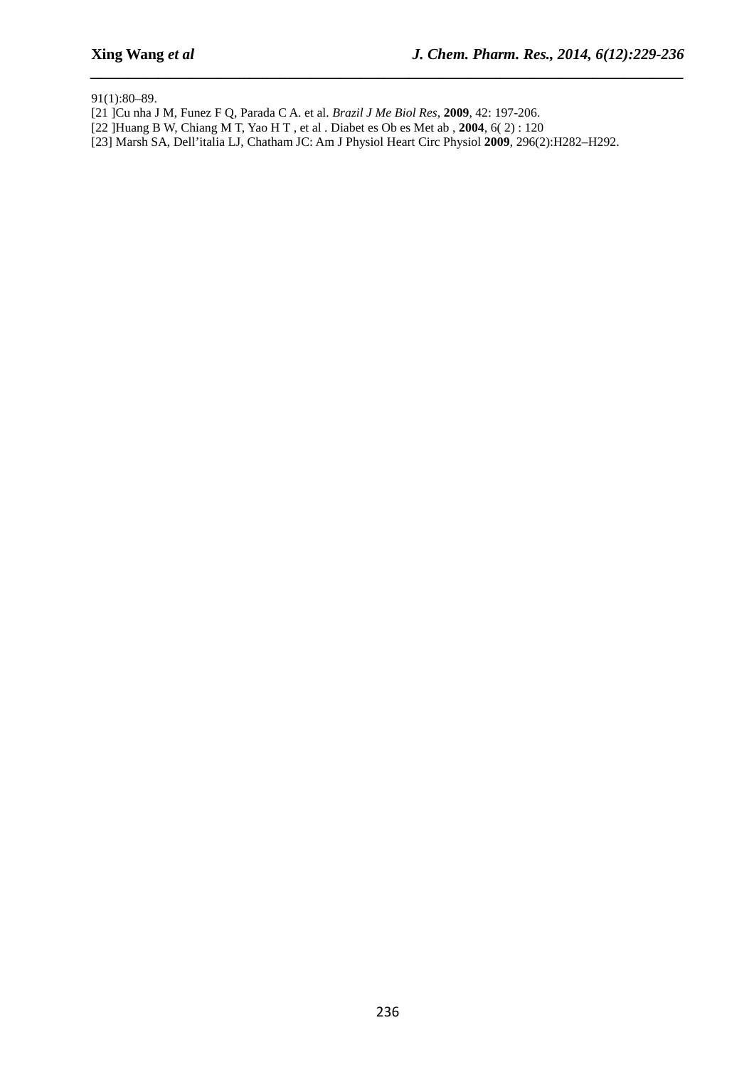91(1):80–89.

[21 ]Cu nha J M, Funez F Q, Parada C A. et al. *Brazil J Me Biol Res*, **2009**, 42: 197-206.

[22 ]Huang B W, Chiang M T, Yao H T , et al . Diabet es Ob es Met ab , **2004**, 6( 2) : 120

[23] Marsh SA, Dell'italia LJ, Chatham JC: Am J Physiol Heart Circ Physiol **2009**, 296(2):H282–H292.